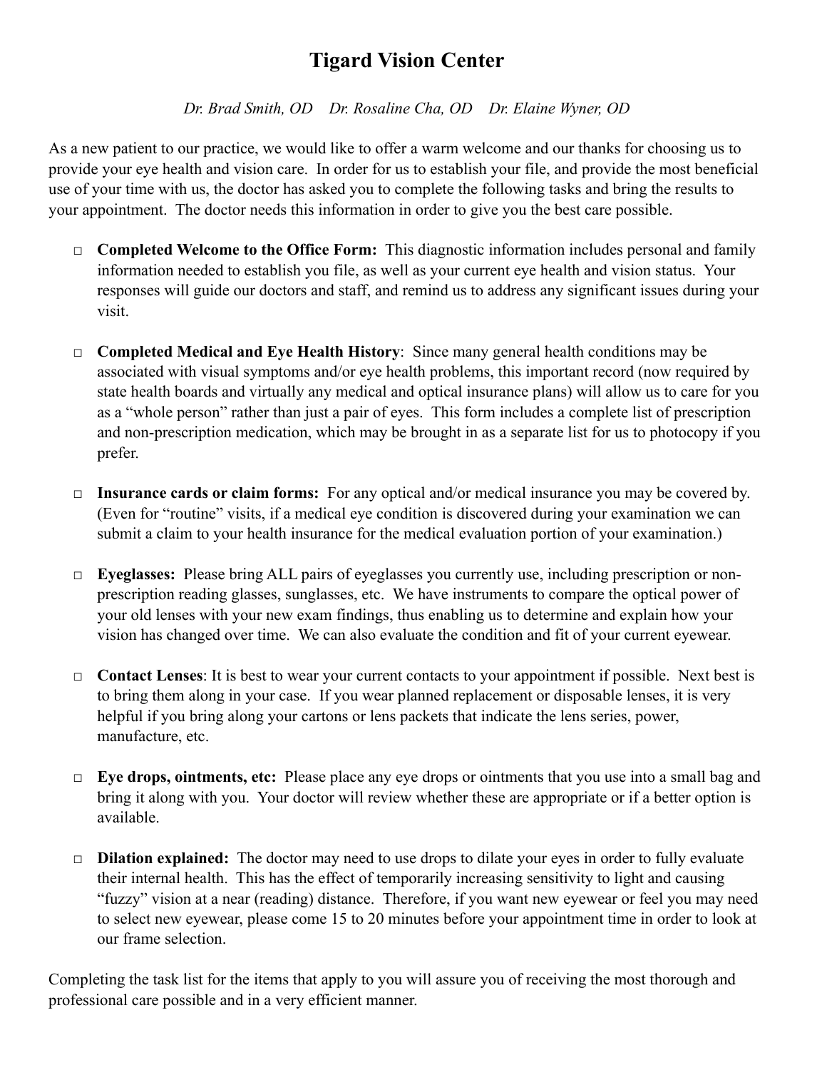# Tigard Vision Center

*Dr. Brad Smith, OD    Dr. Rosaline Cha, OD    Dr. Elaine Wyner, OD*

As a new patient to our practice, we would like to offer a warm welcome and our thanks for choosing us to provide your eye health and vision care. In order for us to establish your file, and provide the most beneficial use of your time with us, the doctor has asked you to complete the following tasks and bring the results to your appointment. The doctor needs this information in order to give you the best care possible.

- □ **Completed Welcome to the Office Form:** This diagnostic information includes personal and family information needed to establish you file, as well as your current eye health and vision status. Your responses will guide our doctors and staff, and remind us to address any significant issues during your visit.

- □ **Completed Medical and Eye Health History**: Since many general health conditions may be associated with visual symptoms and/or eye health problems, this important record (now required by state health boards and virtually any medical and optical insurance plans) will allow us to care for you as a "whole person" rather than just a pair of eyes. This form includes a complete list of prescription and non-prescription medication, which may be brought in as a separate list for us to photocopy if you prefer.

- □ **Insurance cards or claim forms:** For any optical and/or medical insurance you may be covered by. (Even for "routine" visits, if a medical eye condition is discovered during your examination we can submit a claim to your health insurance for the medical evaluation portion of your examination.)

- □ **Eyeglasses:** Please bring ALL pairs of eyeglasses you currently use, including prescription or non-prescription reading glasses, sunglasses, etc. We have instruments to compare the optical power of your old lenses with your new exam findings, thus enabling us to determine and explain how your vision has changed over time. We can also evaluate the condition and fit of your current eyewear.

- □ **Contact Lenses**: It is best to wear your current contacts to your appointment if possible. Next best is to bring them along in your case. If you wear planned replacement or disposable lenses, it is very helpful if you bring along your cartons or lens packets that indicate the lens series, power, manufacture, etc.

- □ **Eye drops, ointments, etc:** Please place any eye drops or ointments that you use into a small bag and bring it along with you. Your doctor will review whether these are appropriate or if a better option is available.

- □ **Dilation explained:** The doctor may need to use drops to dilate your eyes in order to fully evaluate their internal health. This has the effect of temporarily increasing sensitivity to light and causing "fuzzy" vision at a near (reading) distance. Therefore, if you want new eyewear or feel you may need to select new eyewear, please come 15 to 20 minutes before your appointment time in order to look at our frame selection.

Completing the task list for the items that apply to you will assure you of receiving the most thorough and professional care possible and in a very efficient manner.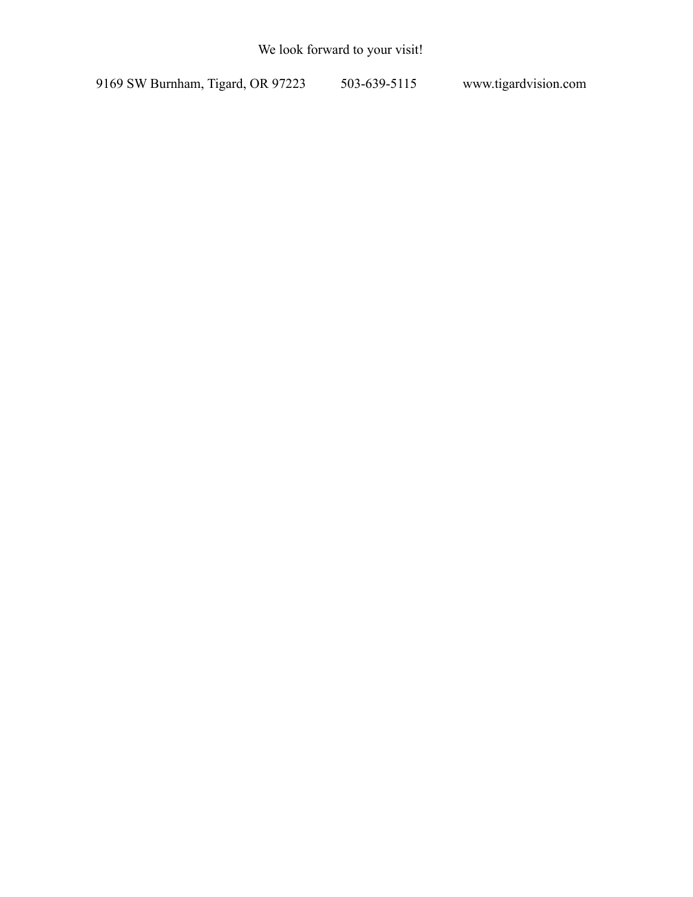We look forward to your visit!

9169 SW Burnham, Tigard, OR 97223    503-639-5115    www.tigardvision.com